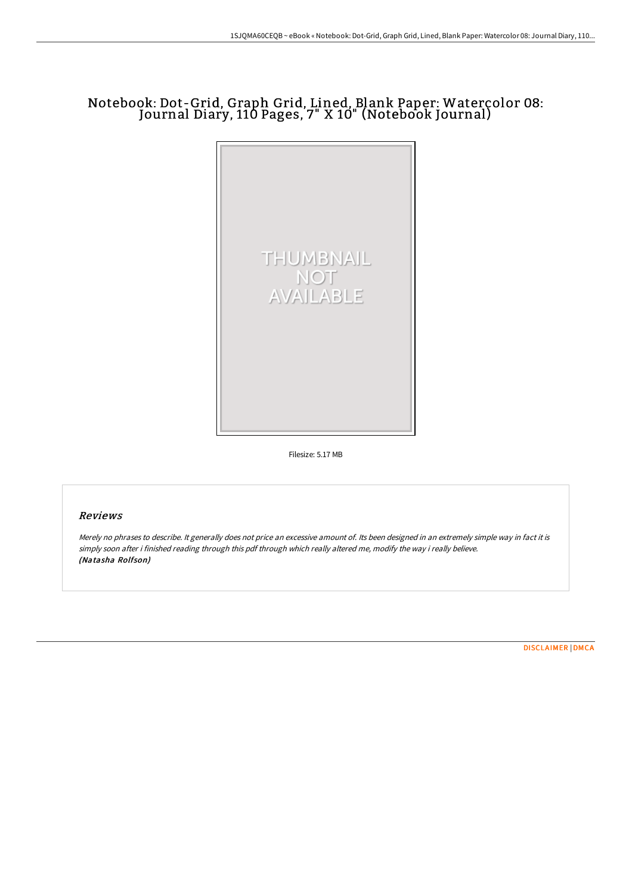# Notebook: Dot-Grid, Graph Grid, Lined, Blank Paper: Watercolor 08: Journal Diary, 110 Pages, 7" X 10" (Notebook Journal)

Filesize: 5.17 MB

## Reviews

*Merely no phrases to describe. It generally does not price an excessive amount of. Its been designed in an extremely simple way in fact it is simply soon after i finished reading through this pdf through which really altered me, modify the way i really believe.*
***(Natasha Rolfson)***

DISCLAIMER | DMCA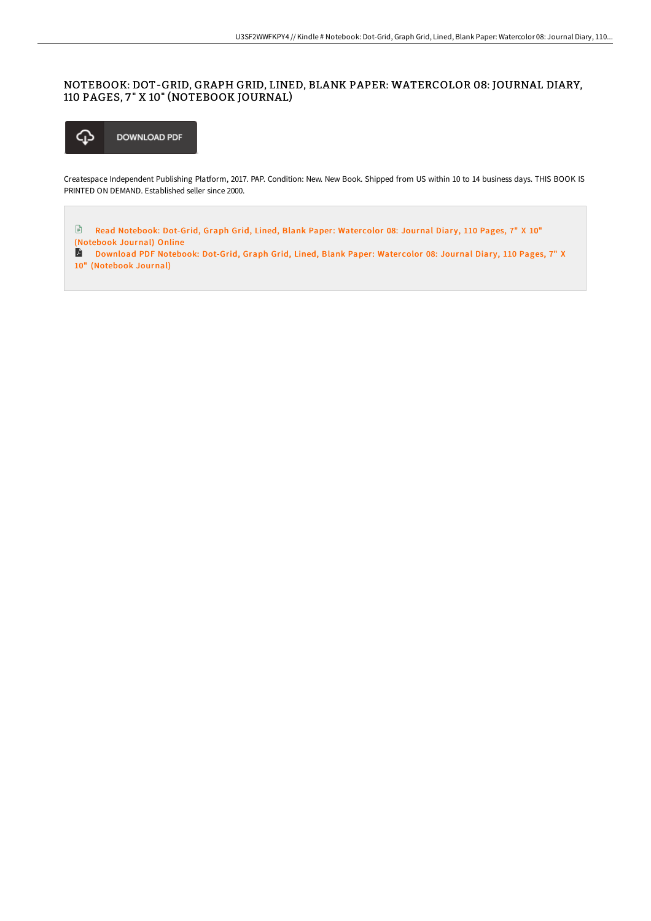# NOTEBOOK: DOT-GRID, GRAPH GRID, LINED, BLANK PAPER: WATERCOLOR 08: JOURNAL DIARY, 110 PAGES, 7" X 10" (NOTEBOOK JOURNAL)

DOWNLOAD PDF

Createspace Independent Publishing Platform, 2017. PAP. Condition: New. New Book. Shipped from US within 10 to 14 business days. THIS BOOK IS PRINTED ON DEMAND. Established seller since 2000.

Read Notebook: Dot-Grid, Graph Grid, Lined, Blank Paper: Watercolor 08: Journal Diary, 110 Pages, 7" X 10" (Notebook Journal) Online

Download PDF Notebook: Dot-Grid, Graph Grid, Lined, Blank Paper: Watercolor 08: Journal Diary, 110 Pages, 7" X 10" (Notebook Journal)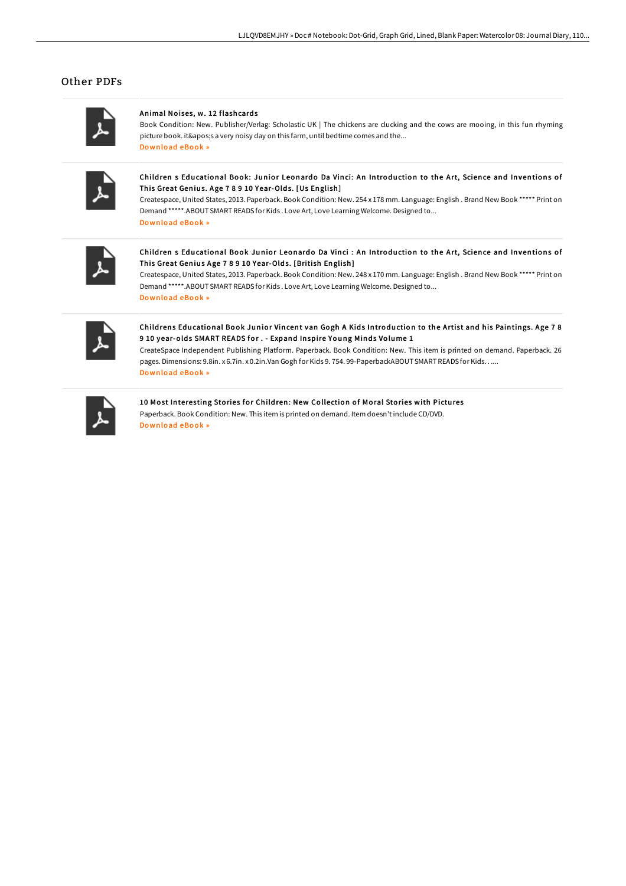## Other PDFs

**Animal Noises, w. 12 flashcards**

Book Condition: New. Publisher/Verlag: Scholastic UK | The chickens are clucking and the cows are mooing, in this fun rhyming picture book. it&apos;s a very noisy day on this farm, until bedtime comes and the...

Download eBook »

**Children s Educational Book: Junior Leonardo Da Vinci: An Introduction to the Art, Science and Inventions of This Great Genius. Age 7 8 9 10 Year-Olds. [Us English]**

Createspace, United States, 2013. Paperback. Book Condition: New. 254 x 178 mm. Language: English . Brand New Book ***** Print on Demand *****.ABOUT SMART READS for Kids . Love Art, Love Learning Welcome. Designed to...

Download eBook »

**Children s Educational Book Junior Leonardo Da Vinci : An Introduction to the Art, Science and Inventions of This Great Genius Age 7 8 9 10 Year-Olds. [British English]**

Createspace, United States, 2013. Paperback. Book Condition: New. 248 x 170 mm. Language: English . Brand New Book ***** Print on Demand *****.ABOUT SMART READS for Kids . Love Art, Love Learning Welcome. Designed to...

Download eBook »

**Childrens Educational Book Junior Vincent van Gogh A Kids Introduction to the Artist and his Paintings. Age 7 8 9 10 year-olds SMART READS for . - Expand Inspire Young Minds Volume 1**

CreateSpace Independent Publishing Platform. Paperback. Book Condition: New. This item is printed on demand. Paperback. 26 pages. Dimensions: 9.8in. x 6.7in. x 0.2in.Van Gogh for Kids 9. 754. 99-PaperbackABOUT SMART READS for Kids. . ....

Download eBook »

**10 Most Interesting Stories for Children: New Collection of Moral Stories with Pictures**

Paperback. Book Condition: New. This item is printed on demand. Item doesn't include CD/DVD.

Download eBook »